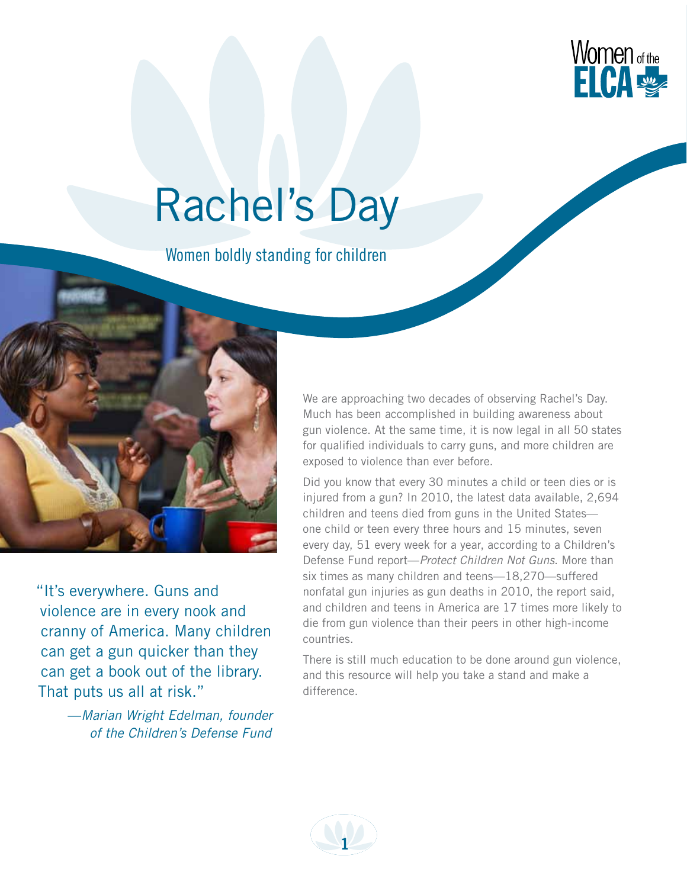Women of the ELCA

# Rachel's Day

## Women boldly standing for children

"It's everywhere. Guns and violence are in every nook and cranny of America. Many children can get a gun quicker than they can get a book out of the library. That puts us all at risk."

—*Marian Wright Edelman, founder of the Children's Defense Fund*

We are approaching two decades of observing Rachel's Day. Much has been accomplished in building awareness about gun violence. At the same time, it is now legal in all 50 states for qualified individuals to carry guns, and more children are exposed to violence than ever before.

Did you know that every 30 minutes a child or teen dies or is injured from a gun? In 2010, the latest data available, 2,694 children and teens died from guns in the United States—one child or teen every three hours and 15 minutes, seven every day, 51 every week for a year, according to a Children's Defense Fund report—*Protect Children Not Guns*. More than six times as many children and teens—18,270—suffered nonfatal gun injuries as gun deaths in 2010, the report said, and children and teens in America are 17 times more likely to die from gun violence than their peers in other high-income countries.

There is still much education to be done around gun violence, and this resource will help you take a stand and make a difference.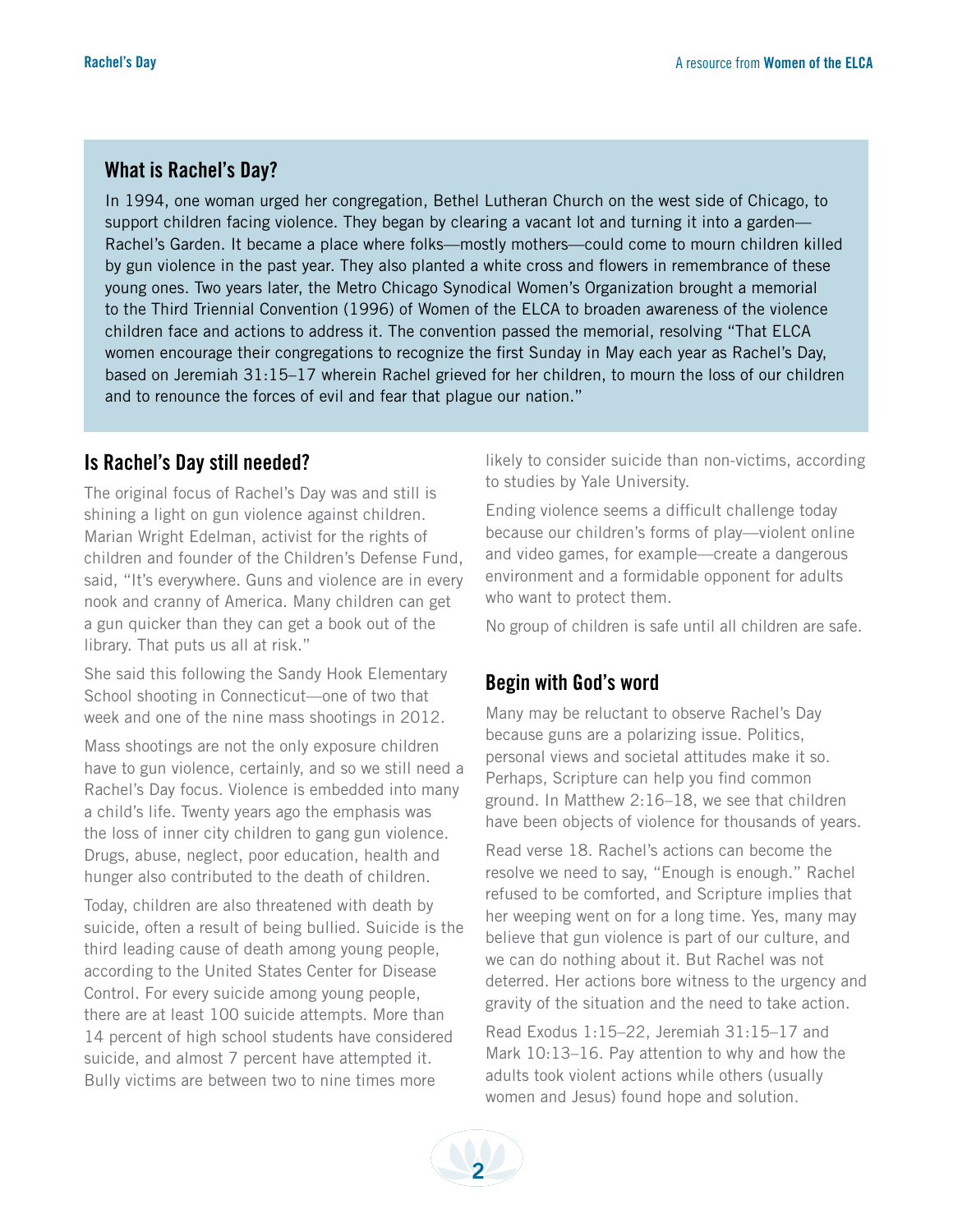## What is Rachel's Day?

In 1994, one woman urged her congregation, Bethel Lutheran Church on the west side of Chicago, to support children facing violence. They began by clearing a vacant lot and turning it into a garden—Rachel's Garden. It became a place where folks—mostly mothers—could come to mourn children killed by gun violence in the past year. They also planted a white cross and flowers in remembrance of these young ones. Two years later, the Metro Chicago Synodical Women's Organization brought a memorial to the Third Triennial Convention (1996) of Women of the ELCA to broaden awareness of the violence children face and actions to address it. The convention passed the memorial, resolving "That ELCA women encourage their congregations to recognize the first Sunday in May each year as Rachel's Day, based on Jeremiah 31:15–17 wherein Rachel grieved for her children, to mourn the loss of our children and to renounce the forces of evil and fear that plague our nation."

## Is Rachel's Day still needed?

The original focus of Rachel's Day was and still is shining a light on gun violence against children. Marian Wright Edelman, activist for the rights of children and founder of the Children's Defense Fund, said, "It's everywhere. Guns and violence are in every nook and cranny of America. Many children can get a gun quicker than they can get a book out of the library. That puts us all at risk."

She said this following the Sandy Hook Elementary School shooting in Connecticut—one of two that week and one of the nine mass shootings in 2012.

Mass shootings are not the only exposure children have to gun violence, certainly, and so we still need a Rachel's Day focus. Violence is embedded into many a child's life. Twenty years ago the emphasis was the loss of inner city children to gang gun violence. Drugs, abuse, neglect, poor education, health and hunger also contributed to the death of children.

Today, children are also threatened with death by suicide, often a result of being bullied. Suicide is the third leading cause of death among young people, according to the United States Center for Disease Control. For every suicide among young people, there are at least 100 suicide attempts. More than 14 percent of high school students have considered suicide, and almost 7 percent have attempted it. Bully victims are between two to nine times more likely to consider suicide than non-victims, according to studies by Yale University.

Ending violence seems a difficult challenge today because our children's forms of play—violent online and video games, for example—create a dangerous environment and a formidable opponent for adults who want to protect them.

No group of children is safe until all children are safe.

## Begin with God's word

Many may be reluctant to observe Rachel's Day because guns are a polarizing issue. Politics, personal views and societal attitudes make it so. Perhaps, Scripture can help you find common ground. In Matthew 2:16–18, we see that children have been objects of violence for thousands of years.

Read verse 18. Rachel's actions can become the resolve we need to say, "Enough is enough." Rachel refused to be comforted, and Scripture implies that her weeping went on for a long time. Yes, many may believe that gun violence is part of our culture, and we can do nothing about it. But Rachel was not deterred. Her actions bore witness to the urgency and gravity of the situation and the need to take action.

Read Exodus 1:15–22, Jeremiah 31:15–17 and Mark 10:13–16. Pay attention to why and how the adults took violent actions while others (usually women and Jesus) found hope and solution.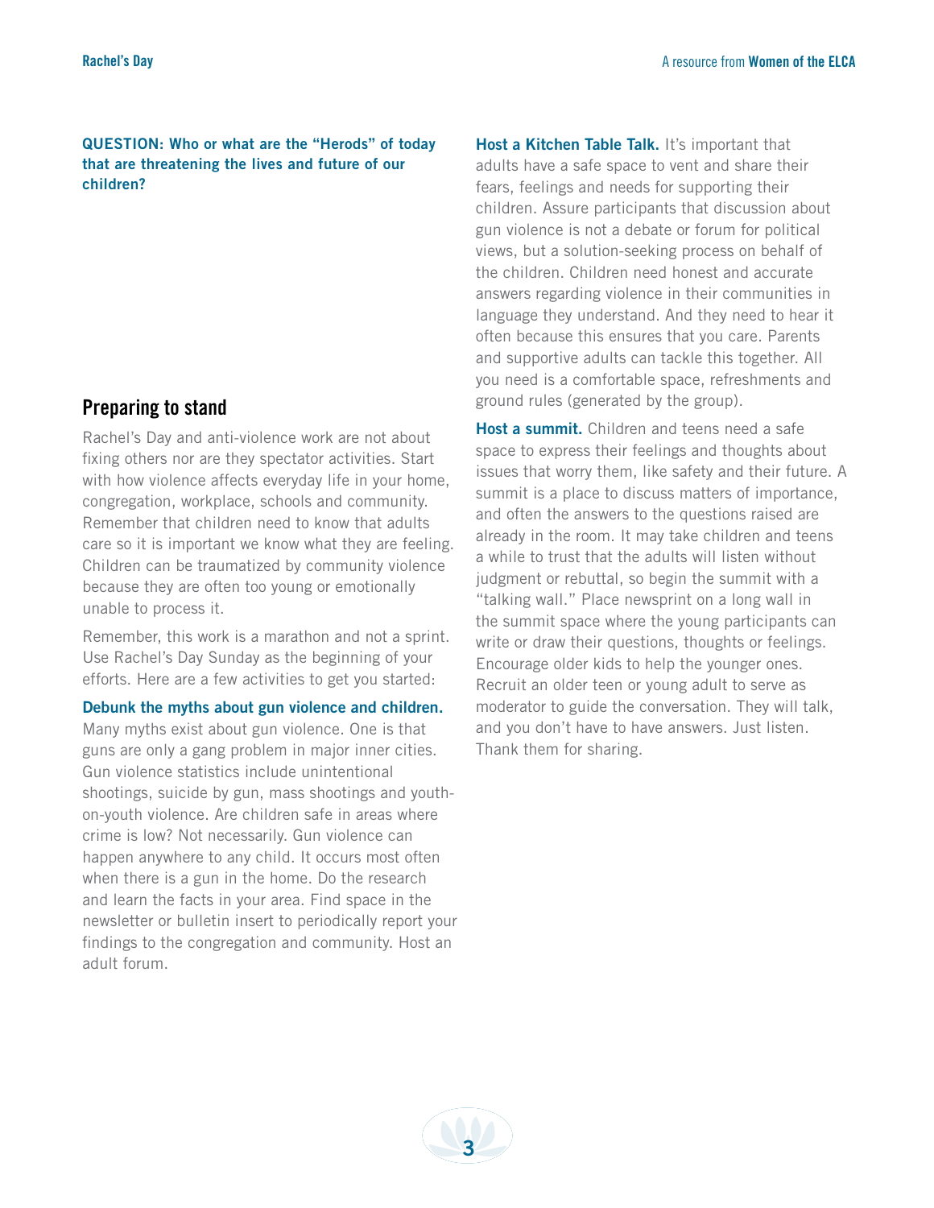**QUESTION: Who or what are the "Herods" of today that are threatening the lives and future of our children?**

## Preparing to stand

Rachel's Day and anti-violence work are not about fixing others nor are they spectator activities. Start with how violence affects everyday life in your home, congregation, workplace, schools and community. Remember that children need to know that adults care so it is important we know what they are feeling. Children can be traumatized by community violence because they are often too young or emotionally unable to process it.

Remember, this work is a marathon and not a sprint. Use Rachel's Day Sunday as the beginning of your efforts. Here are a few activities to get you started:

**Debunk the myths about gun violence and children.** Many myths exist about gun violence. One is that guns are only a gang problem in major inner cities. Gun violence statistics include unintentional shootings, suicide by gun, mass shootings and youth-on-youth violence. Are children safe in areas where crime is low? Not necessarily. Gun violence can happen anywhere to any child. It occurs most often when there is a gun in the home. Do the research and learn the facts in your area. Find space in the newsletter or bulletin insert to periodically report your findings to the congregation and community. Host an adult forum.

**Host a Kitchen Table Talk.** It's important that adults have a safe space to vent and share their fears, feelings and needs for supporting their children. Assure participants that discussion about gun violence is not a debate or forum for political views, but a solution-seeking process on behalf of the children. Children need honest and accurate answers regarding violence in their communities in language they understand. And they need to hear it often because this ensures that you care. Parents and supportive adults can tackle this together. All you need is a comfortable space, refreshments and ground rules (generated by the group).

**Host a summit.** Children and teens need a safe space to express their feelings and thoughts about issues that worry them, like safety and their future. A summit is a place to discuss matters of importance, and often the answers to the questions raised are already in the room. It may take children and teens a while to trust that the adults will listen without judgment or rebuttal, so begin the summit with a "talking wall." Place newsprint on a long wall in the summit space where the young participants can write or draw their questions, thoughts or feelings. Encourage older kids to help the younger ones. Recruit an older teen or young adult to serve as moderator to guide the conversation. They will talk, and you don't have to have answers. Just listen. Thank them for sharing.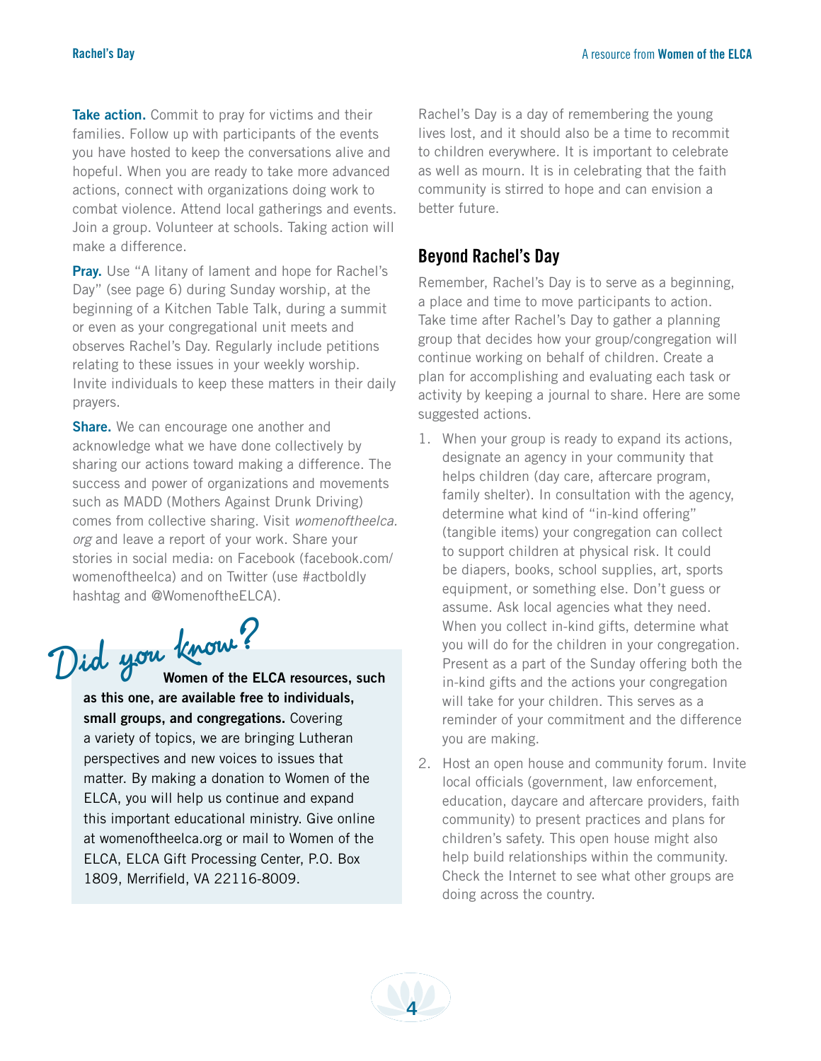**Take action.** Commit to pray for victims and their families. Follow up with participants of the events you have hosted to keep the conversations alive and hopeful. When you are ready to take more advanced actions, connect with organizations doing work to combat violence. Attend local gatherings and events. Join a group. Volunteer at schools. Taking action will make a difference.

**Pray.** Use "A litany of lament and hope for Rachel's Day" (see page 6) during Sunday worship, at the beginning of a Kitchen Table Talk, during a summit or even as your congregational unit meets and observes Rachel's Day. Regularly include petitions relating to these issues in your weekly worship. Invite individuals to keep these matters in their daily prayers.

**Share.** We can encourage one another and acknowledge what we have done collectively by sharing our actions toward making a difference. The success and power of organizations and movements such as MADD (Mothers Against Drunk Driving) comes from collective sharing. Visit *womenoftheelca.org* and leave a report of your work. Share your stories in social media: on Facebook (facebook.com/womenoftheelca) and on Twitter (use #actboldly hashtag and @WomenoftheELCA).

> **Did you know?** **Women of the ELCA resources, such as this one, are available free to individuals, small groups, and congregations.** Covering a variety of topics, we are bringing Lutheran perspectives and new voices to issues that matter. By making a donation to Women of the ELCA, you will help us continue and expand this important educational ministry. Give online at womenoftheelca.org or mail to Women of the ELCA, ELCA Gift Processing Center, P.O. Box 1809, Merrifield, VA 22116-8009.

Rachel's Day is a day of remembering the young lives lost, and it should also be a time to recommit to children everywhere. It is important to celebrate as well as mourn. It is in celebrating that the faith community is stirred to hope and can envision a better future.

## Beyond Rachel's Day

Remember, Rachel's Day is to serve as a beginning, a place and time to move participants to action. Take time after Rachel's Day to gather a planning group that decides how your group/congregation will continue working on behalf of children. Create a plan for accomplishing and evaluating each task or activity by keeping a journal to share. Here are some suggested actions.

1. When your group is ready to expand its actions, designate an agency in your community that helps children (day care, aftercare program, family shelter). In consultation with the agency, determine what kind of "in-kind offering" (tangible items) your congregation can collect to support children at physical risk. It could be diapers, books, school supplies, art, sports equipment, or something else. Don't guess or assume. Ask local agencies what they need. When you collect in-kind gifts, determine what you will do for the children in your congregation. Present as a part of the Sunday offering both the in-kind gifts and the actions your congregation will take for your children. This serves as a reminder of your commitment and the difference you are making.
2. Host an open house and community forum. Invite local officials (government, law enforcement, education, daycare and aftercare providers, faith community) to present practices and plans for children's safety. This open house might also help build relationships within the community. Check the Internet to see what other groups are doing across the country.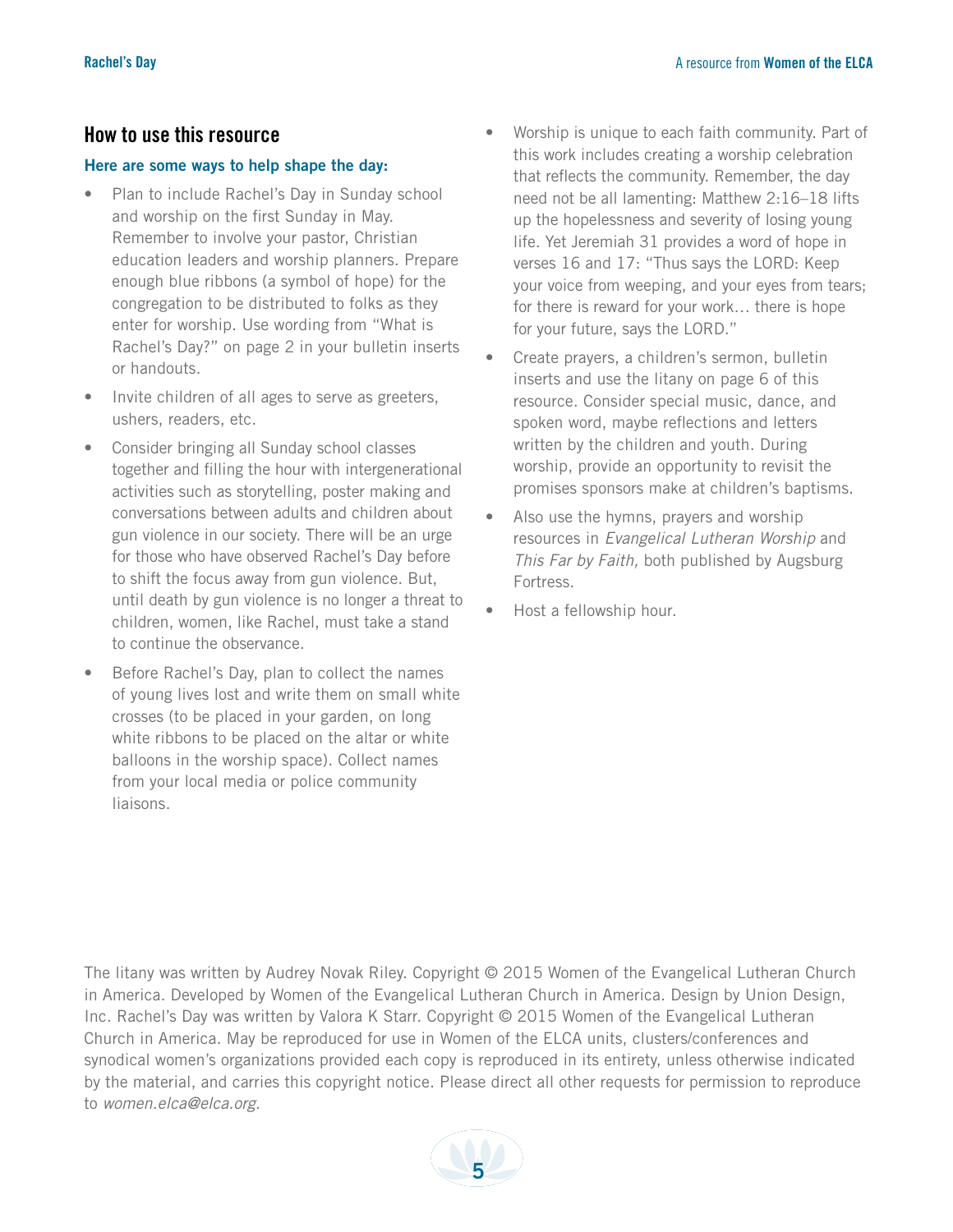## How to use this resource

### Here are some ways to help shape the day:

- Plan to include Rachel's Day in Sunday school and worship on the first Sunday in May. Remember to involve your pastor, Christian education leaders and worship planners. Prepare enough blue ribbons (a symbol of hope) for the congregation to be distributed to folks as they enter for worship. Use wording from "What is Rachel's Day?" on page 2 in your bulletin inserts or handouts.
- Invite children of all ages to serve as greeters, ushers, readers, etc.
- Consider bringing all Sunday school classes together and filling the hour with intergenerational activities such as storytelling, poster making and conversations between adults and children about gun violence in our society. There will be an urge for those who have observed Rachel's Day before to shift the focus away from gun violence. But, until death by gun violence is no longer a threat to children, women, like Rachel, must take a stand to continue the observance.
- Before Rachel's Day, plan to collect the names of young lives lost and write them on small white crosses (to be placed in your garden, on long white ribbons to be placed on the altar or white balloons in the worship space). Collect names from your local media or police community liaisons.
- Worship is unique to each faith community. Part of this work includes creating a worship celebration that reflects the community. Remember, the day need not be all lamenting: Matthew 2:16–18 lifts up the hopelessness and severity of losing young life. Yet Jeremiah 31 provides a word of hope in verses 16 and 17: "Thus says the LORD: Keep your voice from weeping, and your eyes from tears; for there is reward for your work… there is hope for your future, says the LORD."
- Create prayers, a children's sermon, bulletin inserts and use the litany on page 6 of this resource. Consider special music, dance, and spoken word, maybe reflections and letters written by the children and youth. During worship, provide an opportunity to revisit the promises sponsors make at children's baptisms.
- Also use the hymns, prayers and worship resources in *Evangelical Lutheran Worship* and *This Far by Faith,* both published by Augsburg Fortress.
- Host a fellowship hour.

The litany was written by Audrey Novak Riley. Copyright © 2015 Women of the Evangelical Lutheran Church in America. Developed by Women of the Evangelical Lutheran Church in America. Design by Union Design, Inc. Rachel's Day was written by Valora K Starr. Copyright © 2015 Women of the Evangelical Lutheran Church in America. May be reproduced for use in Women of the ELCA units, clusters/conferences and synodical women's organizations provided each copy is reproduced in its entirety, unless otherwise indicated by the material, and carries this copyright notice. Please direct all other requests for permission to reproduce to *women.elca@elca.org*.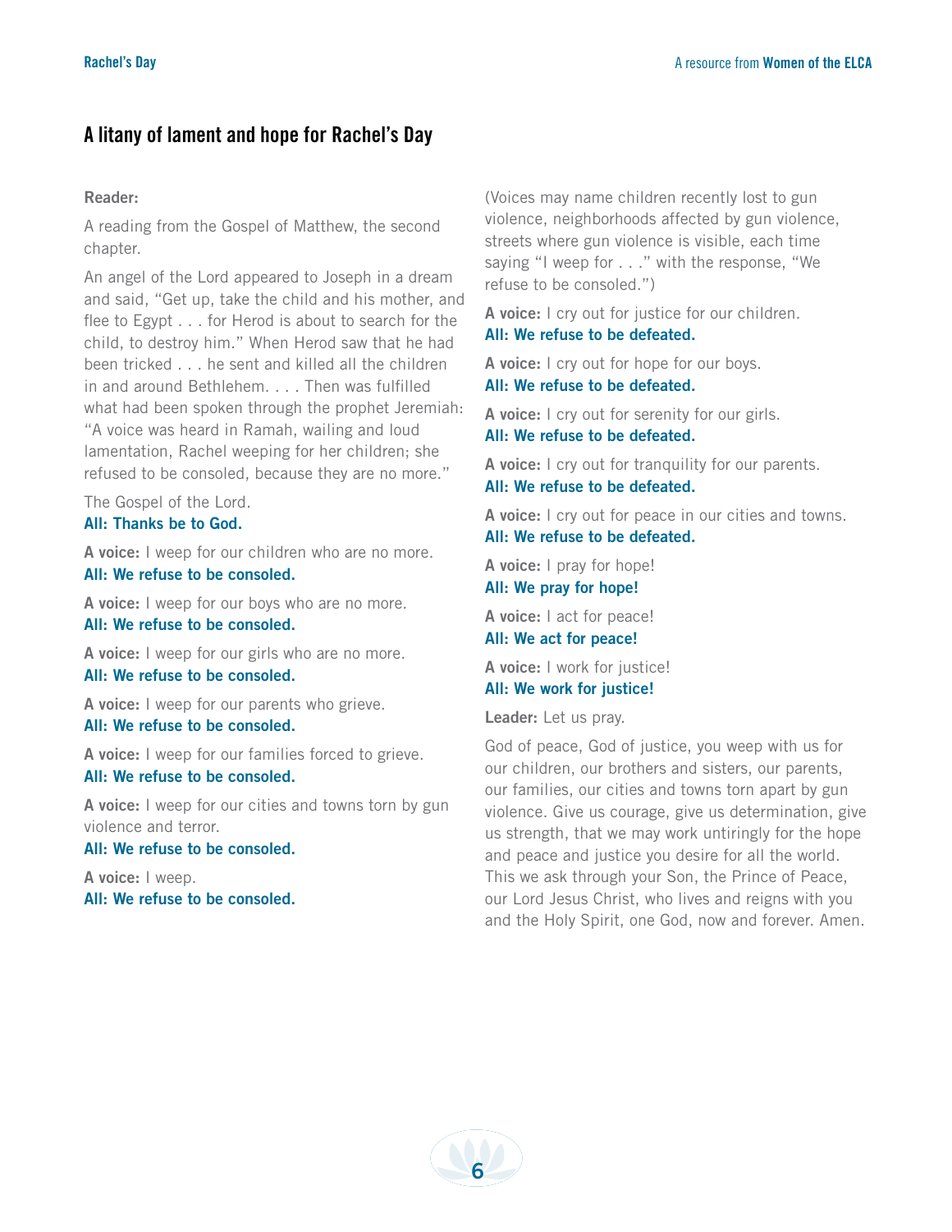## A litany of lament and hope for Rachel's Day

**Reader:**

A reading from the Gospel of Matthew, the second chapter.

An angel of the Lord appeared to Joseph in a dream and said, "Get up, take the child and his mother, and flee to Egypt . . . for Herod is about to search for the child, to destroy him." When Herod saw that he had been tricked . . . he sent and killed all the children in and around Bethlehem. . . . Then was fulfilled what had been spoken through the prophet Jeremiah: "A voice was heard in Ramah, wailing and loud lamentation, Rachel weeping for her children; she refused to be consoled, because they are no more."

The Gospel of the Lord.
**All: Thanks be to God.**

**A voice:** I weep for our children who are no more.
**All: We refuse to be consoled.**

**A voice:** I weep for our boys who are no more.
**All: We refuse to be consoled.**

**A voice:** I weep for our girls who are no more.
**All: We refuse to be consoled.**

**A voice:** I weep for our parents who grieve.
**All: We refuse to be consoled.**

**A voice:** I weep for our families forced to grieve.
**All: We refuse to be consoled.**

**A voice:** I weep for our cities and towns torn by gun violence and terror.
**All: We refuse to be consoled.**

**A voice:** I weep.
**All: We refuse to be consoled.**

(Voices may name children recently lost to gun violence, neighborhoods affected by gun violence, streets where gun violence is visible, each time saying "I weep for . . ." with the response, "We refuse to be consoled.")

**A voice:** I cry out for justice for our children.
**All: We refuse to be defeated.**

**A voice:** I cry out for hope for our boys.
**All: We refuse to be defeated.**

**A voice:** I cry out for serenity for our girls.
**All: We refuse to be defeated.**

**A voice:** I cry out for tranquility for our parents.
**All: We refuse to be defeated.**

**A voice:** I cry out for peace in our cities and towns.
**All: We refuse to be defeated.**

**A voice:** I pray for hope!
**All: We pray for hope!**

**A voice:** I act for peace!
**All: We act for peace!**

**A voice:** I work for justice!
**All: We work for justice!**

**Leader:** Let us pray.

God of peace, God of justice, you weep with us for our children, our brothers and sisters, our parents, our families, our cities and towns torn apart by gun violence. Give us courage, give us determination, give us strength, that we may work untiringly for the hope and peace and justice you desire for all the world. This we ask through your Son, the Prince of Peace, our Lord Jesus Christ, who lives and reigns with you and the Holy Spirit, one God, now and forever. Amen.